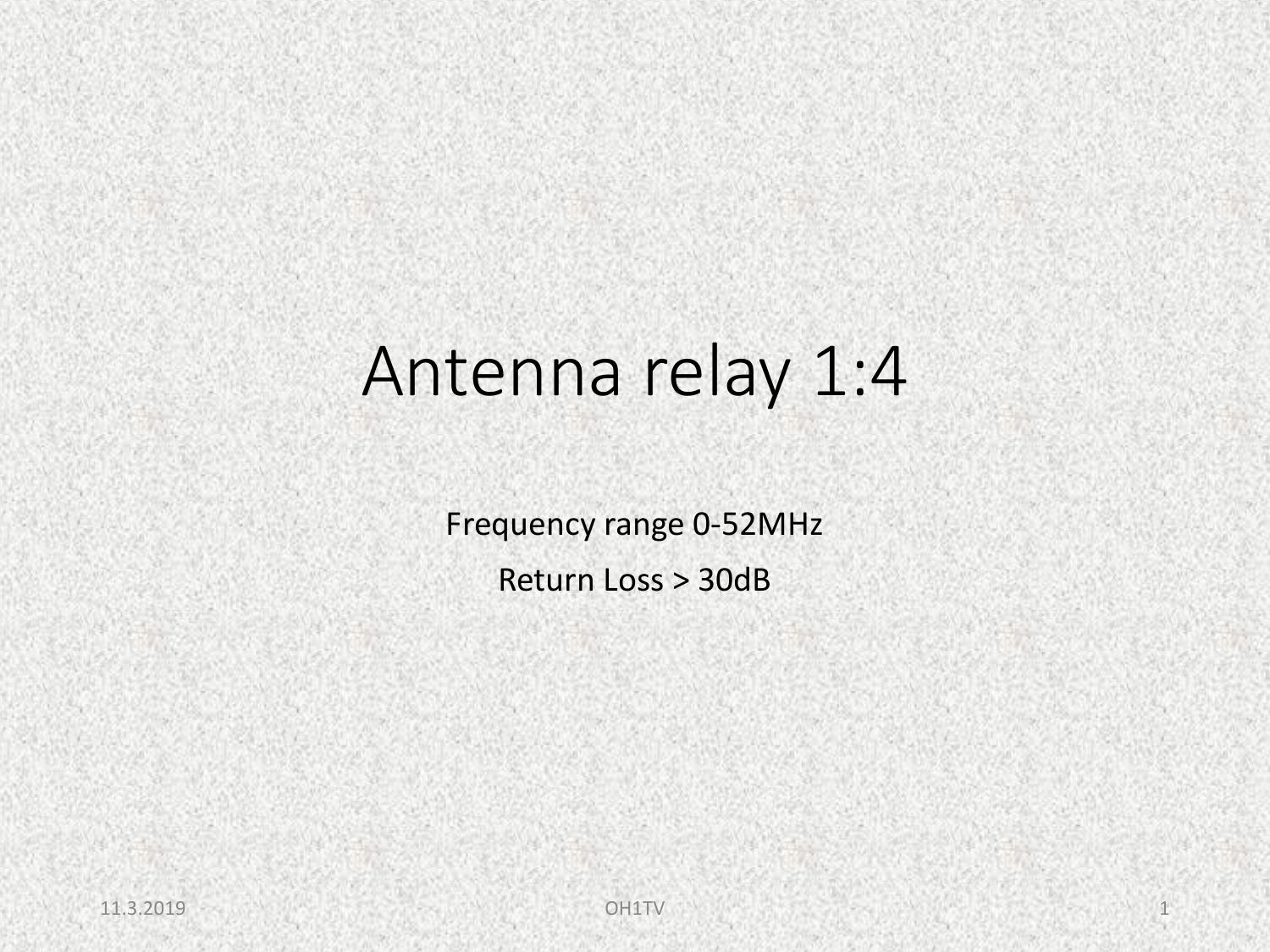# Antenna relay 1:4

Frequency range 0-52MHz

Return Loss > 30dB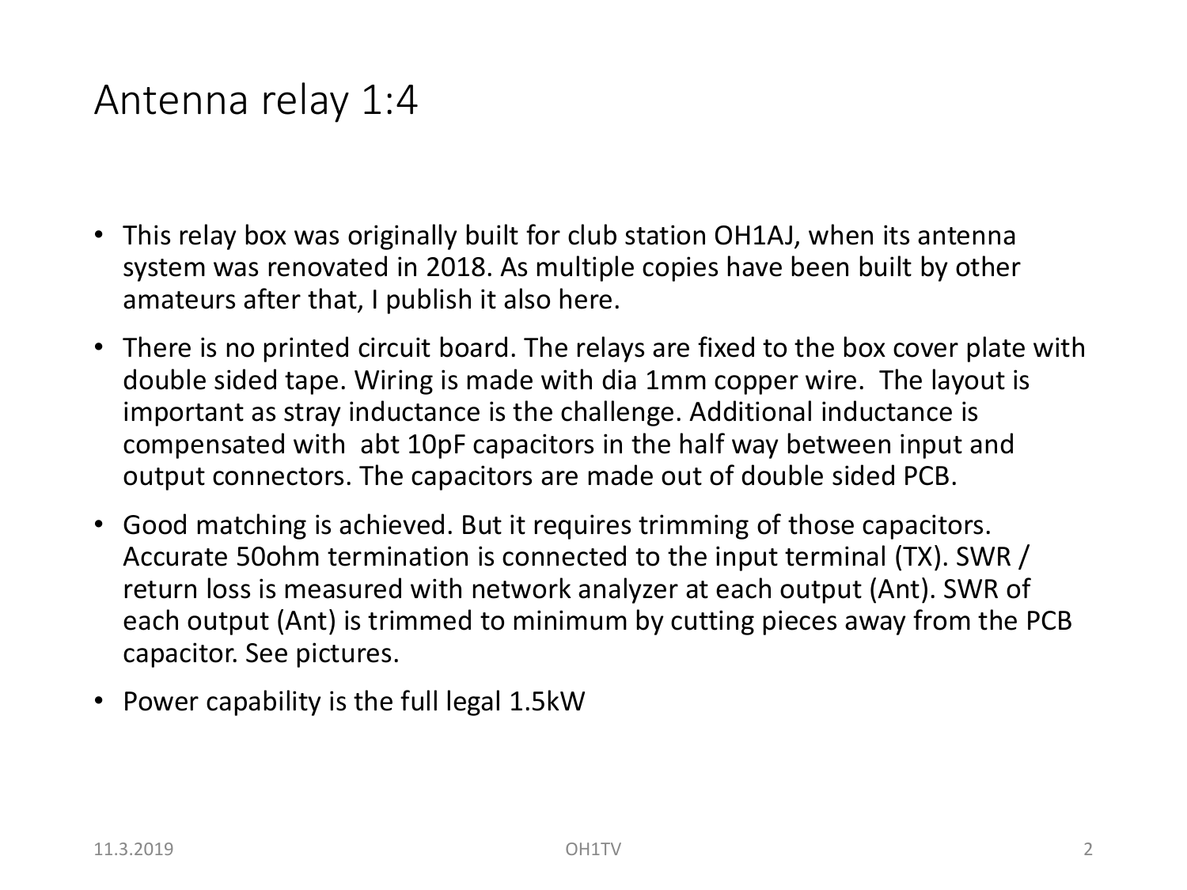# Antenna relay 1:4

- This relay box was originally built for club station OH1AJ, when its antenna system was renovated in 2018. As multiple copies have been built by other amateurs after that, I publish it also here.
- There is no printed circuit board. The relays are fixed to the box cover plate with double sided tape. Wiring is made with dia 1mm copper wire.  The layout is important as stray inductance is the challenge. Additional inductance is compensated with  abt 10pF capacitors in the half way between input and output connectors. The capacitors are made out of double sided PCB.
- Good matching is achieved. But it requires trimming of those capacitors. Accurate 50ohm termination is connected to the input terminal (TX). SWR / return loss is measured with network analyzer at each output (Ant). SWR of each output (Ant) is trimmed to minimum by cutting pieces away from the PCB capacitor. See pictures.
- Power capability is the full legal 1.5kW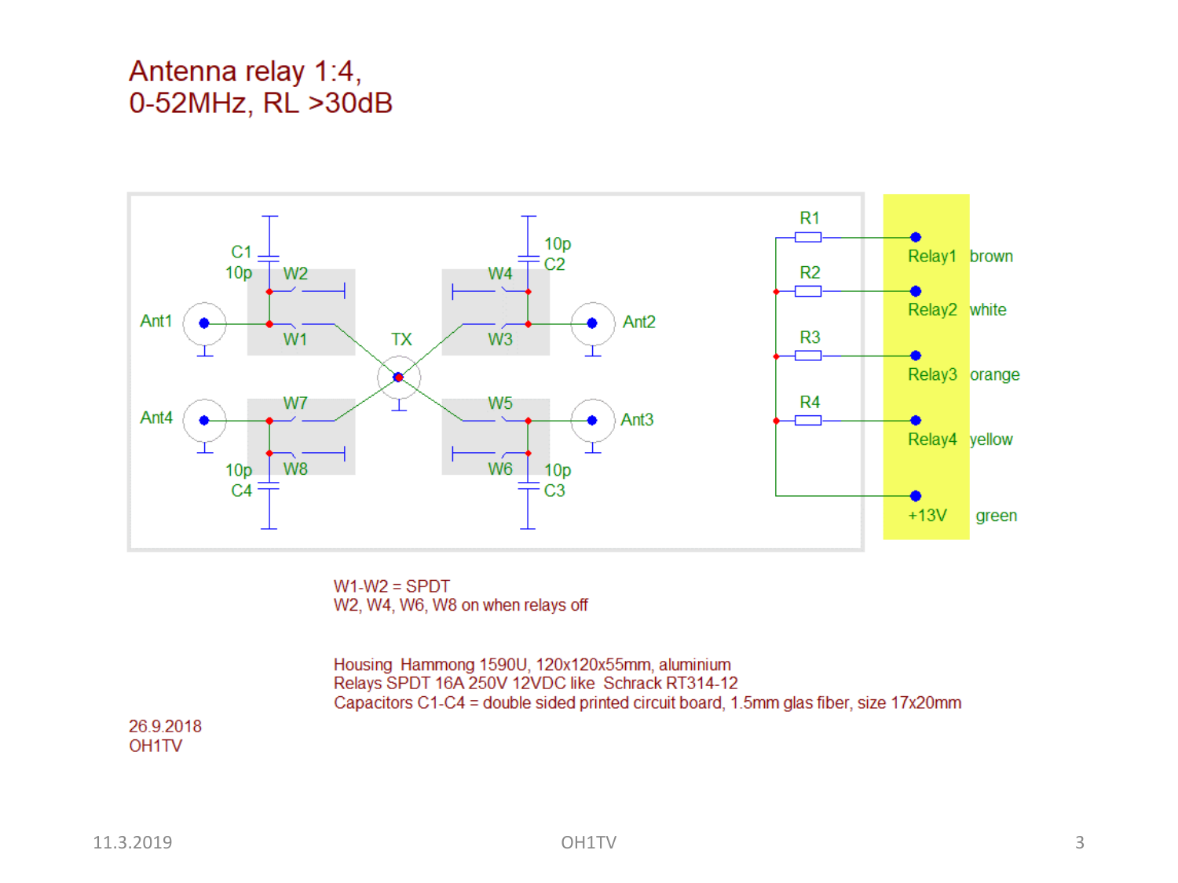# Antenna relay 1:4,
# 0-52MHz, RL >30dB

W1-W2 = SPDT
W2, W4, W6, W8 on when relays off

Housing Hammong 1590U, 120x120x55mm, aluminium
Relays SPDT 16A 250V 12VDC like Schrack RT314-12
Capacitors C1-C4 = double sided printed circuit board, 1.5mm glas fiber, size 17x20mm

26.9.2018
OH1TV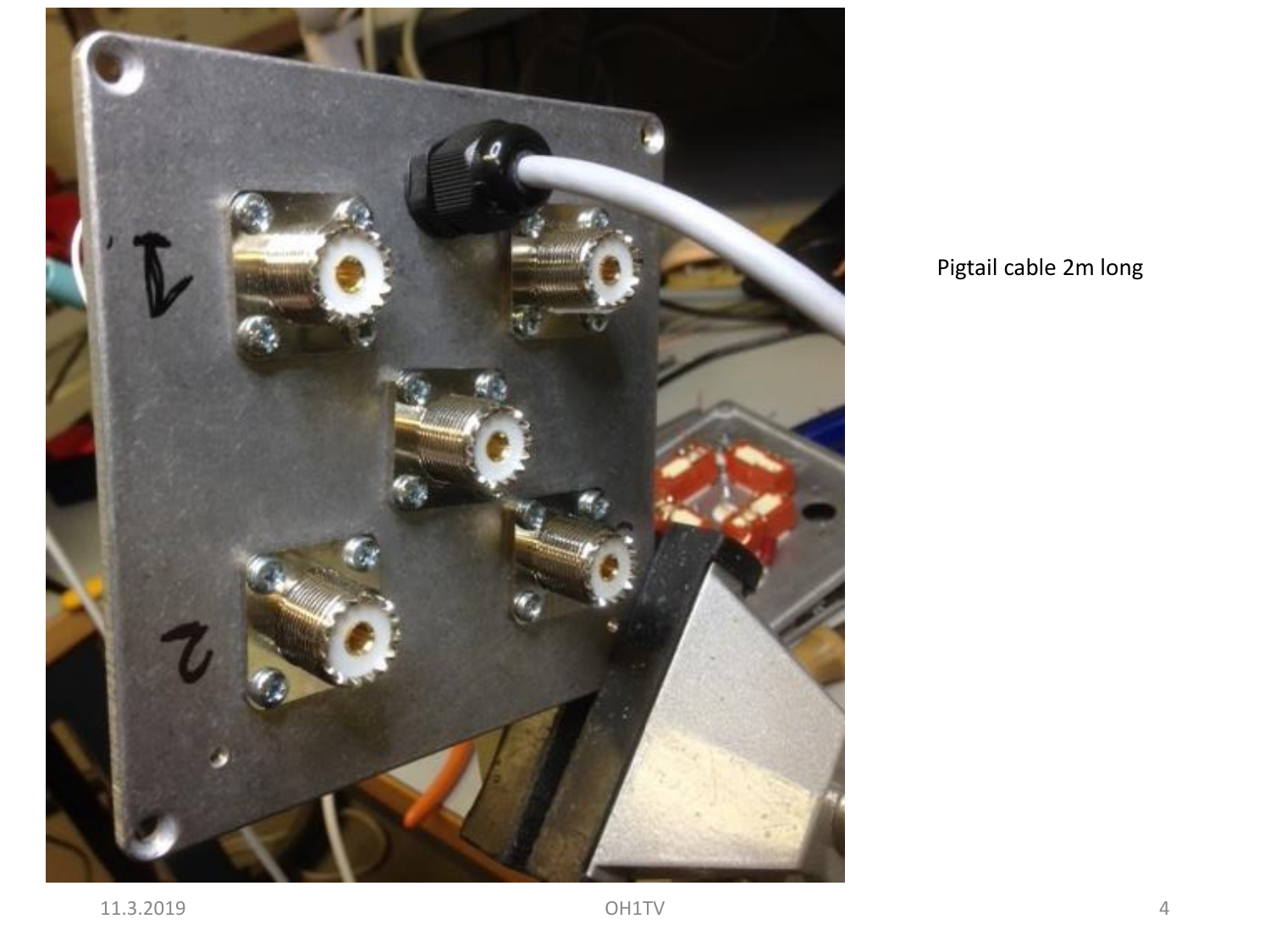Pigtail cable 2m long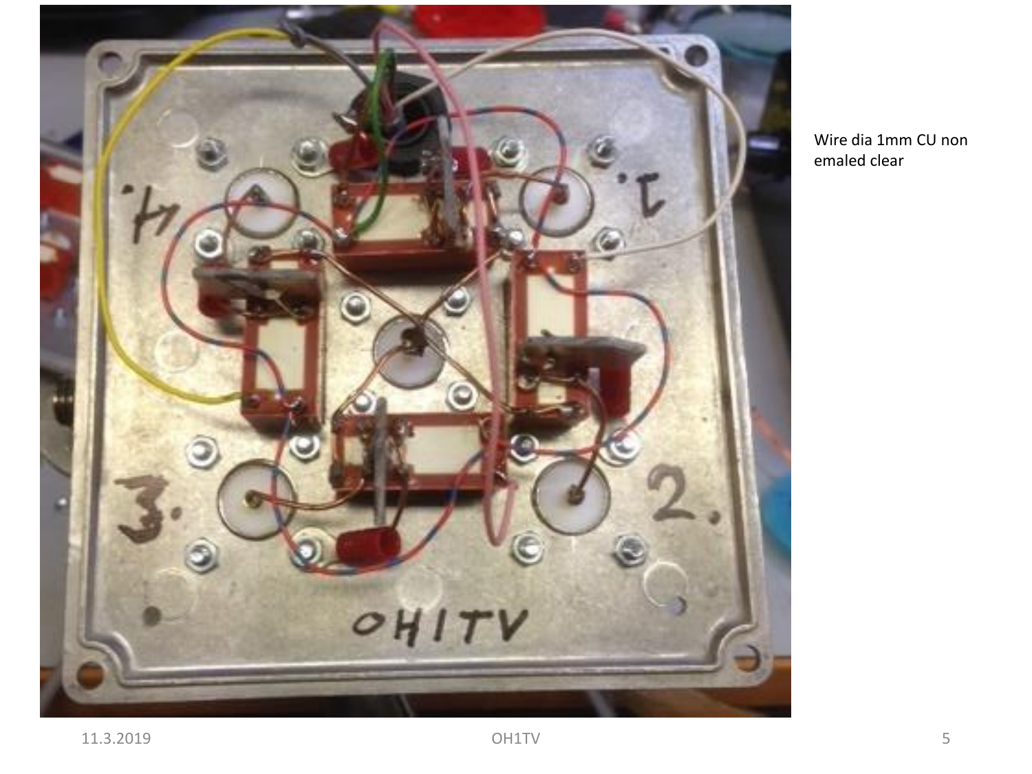Wire dia 1mm CU non emaled clear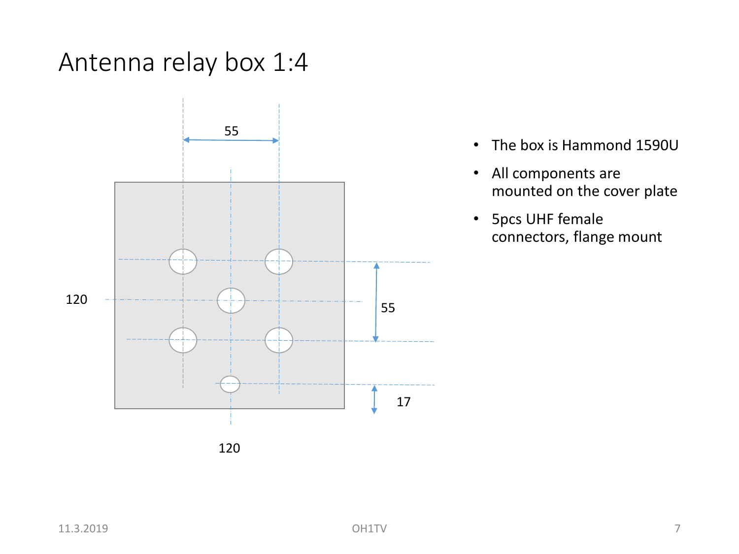# Antenna relay box 1:4

55

120

55

17

120

- The box is Hammond 1590U
- All components are mounted on the cover plate
- 5pcs UHF female connectors, flange mount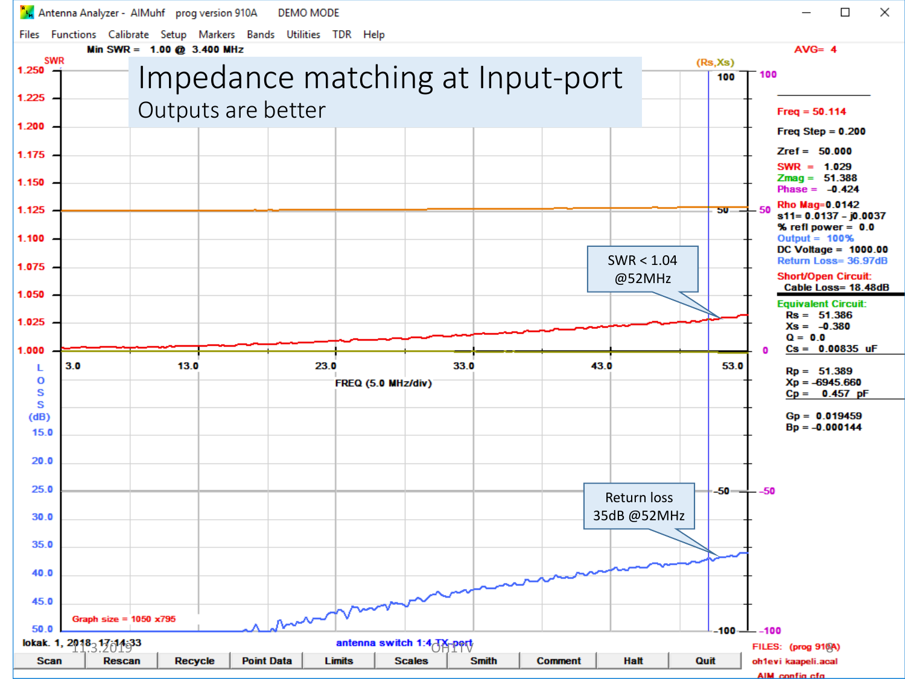# Impedance matching at Input-port

Outputs are better

SWR < 1.04
@52MHz

Return loss
35dB @52MHz

Antenna Analyzer - AIMuhf prog version 910A DEMO MODE

Files Functions Calibrate Setup Markers Bands Utilities TDR Help

Min SWR = 1.00 @ 3.400 MHz

SWR

1.250
1.225
1.200
1.175
1.150
1.125
1.100
1.075
1.050
1.025
1.000

(Rs,Xs)

100
50
0
-50
-100

AVG= 4

3.0 13.0 23.0 33.0 43.0 53.0

FREQ (5.0 MHz/div)

LOSS (dB)

15.0
20.0
25.0
30.0
35.0
40.0
45.0
50.0

Graph size = 1050 x795

Freq = 50.114
Freq Step = 0.200
Zref = 50.000
SWR = 1.029
Zmag = 51.388
Phase = -0.424
Rho Mag=0.0142
s11= 0.0137 – j0.0037
% refl power = 0.0
Output = 100%
DC Voltage = 1000.00
Return Loss= 36.97dB
Short/Open Circuit:
Cable Loss= 18.48dB
Equivalent Circuit:
Rs = 51.386
Xs = -0.380
Q = 0.0
Cs = 0.00835 uF

Rp = 51.389
Xp = -6945.660
Cp = 0.457 pF

Gp = 0.019459
Bp = -0.000144

lokak. 1, 2018 17:14:33

antenna switch 1:4 TX-port

FILES: (prog 910A)
oh1evi kaapeli.acal
AIM_config.cfg

Scan Rescan Recycle Point Data Limits Scales Smith Comment Halt Quit

11.3.2019

OH1TV